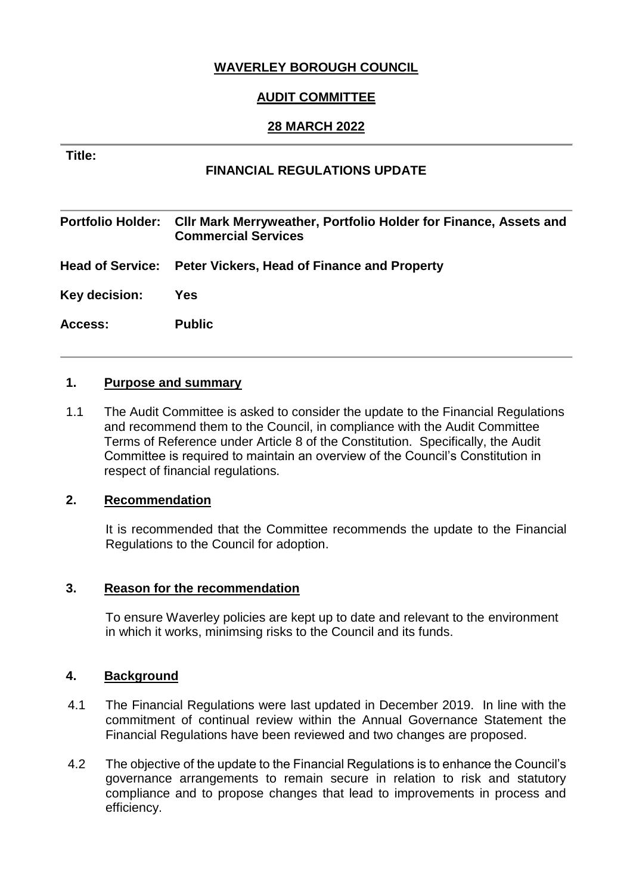**WAVERLEY BOROUGH COUNCIL**

**AUDIT COMMITTEE**

**28 MARCH 2022**

**Title:**

**FINANCIAL REGULATIONS UPDATE**

| | |
|---|---|
| **Portfolio Holder:** | **Cllr Mark Merryweather, Portfolio Holder for Finance, Assets and Commercial Services** |
| **Head of Service:** | **Peter Vickers, Head of Finance and Property** |
| **Key decision:** | **Yes** |
| **Access:** | **Public** |

## 1. Purpose and summary

1.1 The Audit Committee is asked to consider the update to the Financial Regulations and recommend them to the Council, in compliance with the Audit Committee Terms of Reference under Article 8 of the Constitution. Specifically, the Audit Committee is required to maintain an overview of the Council's Constitution in respect of financial regulations.

## 2. Recommendation

It is recommended that the Committee recommends the update to the Financial Regulations to the Council for adoption.

## 3. Reason for the recommendation

To ensure Waverley policies are kept up to date and relevant to the environment in which it works, minimsing risks to the Council and its funds.

## 4. Background

4.1 The Financial Regulations were last updated in December 2019. In line with the commitment of continual review within the Annual Governance Statement the Financial Regulations have been reviewed and two changes are proposed.

4.2 The objective of the update to the Financial Regulations is to enhance the Council's governance arrangements to remain secure in relation to risk and statutory compliance and to propose changes that lead to improvements in process and efficiency.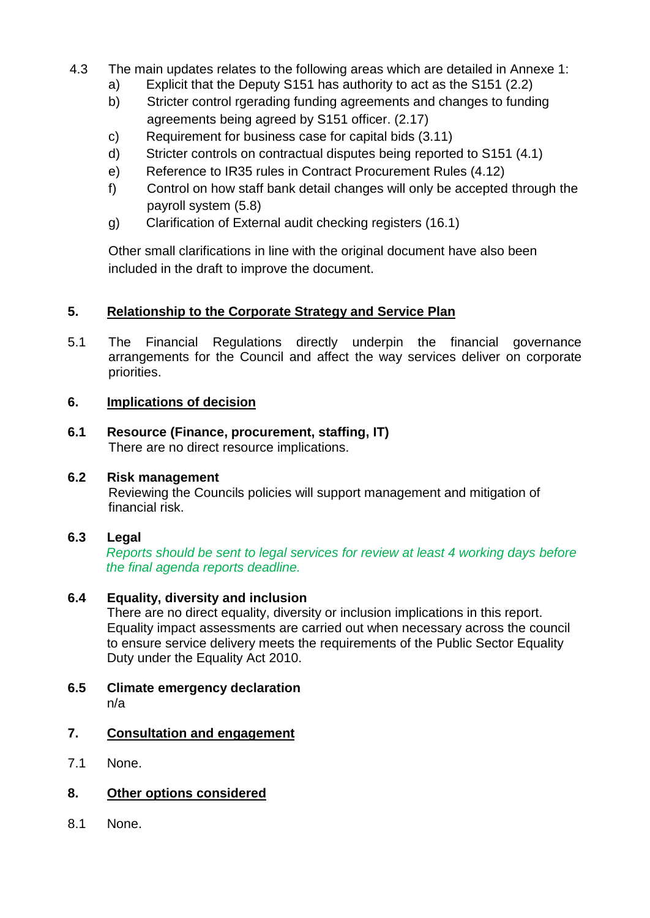4.3 The main updates relates to the following areas which are detailed in Annexe 1:

a) Explicit that the Deputy S151 has authority to act as the S151 (2.2)

b) Stricter control rgerading funding agreements and changes to funding agreements being agreed by S151 officer. (2.17)

c) Requirement for business case for capital bids (3.11)

d) Stricter controls on contractual disputes being reported to S151 (4.1)

e) Reference to IR35 rules in Contract Procurement Rules (4.12)

f) Control on how staff bank detail changes will only be accepted through the payroll system (5.8)

g) Clarification of External audit checking registers (16.1)

Other small clarifications in line with the original document have also been included in the draft to improve the document.

## 5. Relationship to the Corporate Strategy and Service Plan

5.1 The Financial Regulations directly underpin the financial governance arrangements for the Council and affect the way services deliver on corporate priorities.

## 6. Implications of decision

### 6.1 Resource (Finance, procurement, staffing, IT)

There are no direct resource implications.

### 6.2 Risk management

Reviewing the Councils policies will support management and mitigation of financial risk.

### 6.3 Legal

*Reports should be sent to legal services for review at least 4 working days before the final agenda reports deadline.*

### 6.4 Equality, diversity and inclusion

There are no direct equality, diversity or inclusion implications in this report. Equality impact assessments are carried out when necessary across the council to ensure service delivery meets the requirements of the Public Sector Equality Duty under the Equality Act 2010.

### 6.5 Climate emergency declaration

n/a

## 7. Consultation and engagement

7.1 None.

## 8. Other options considered

8.1 None.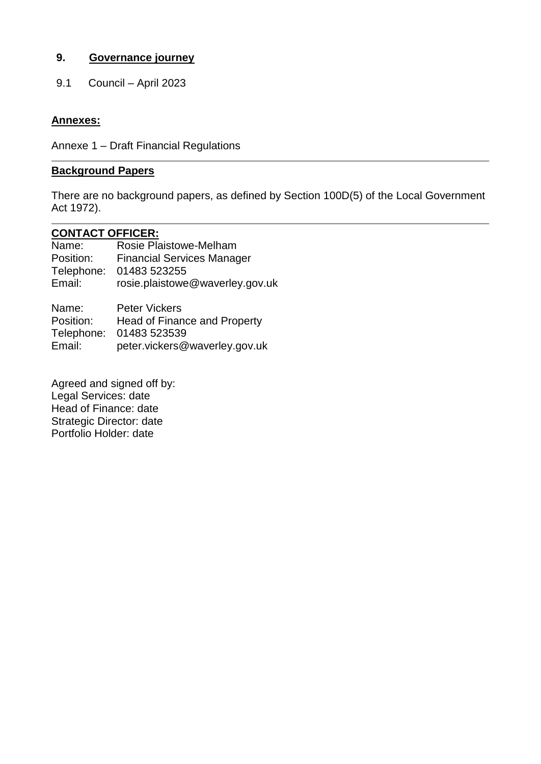## 9. Governance journey

9.1 Council – April 2023

**Annexes:**

Annexe 1 – Draft Financial Regulations

---

**Background Papers**

There are no background papers, as defined by Section 100D(5) of the Local Government Act 1972).

---

**CONTACT OFFICER:**

Name: Rosie Plaistowe-Melham
Position: Financial Services Manager
Telephone: 01483 523255
Email: rosie.plaistowe@waverley.gov.uk

Name: Peter Vickers
Position: Head of Finance and Property
Telephone: 01483 523539
Email: peter.vickers@waverley.gov.uk

Agreed and signed off by:
Legal Services: date
Head of Finance: date
Strategic Director: date
Portfolio Holder: date